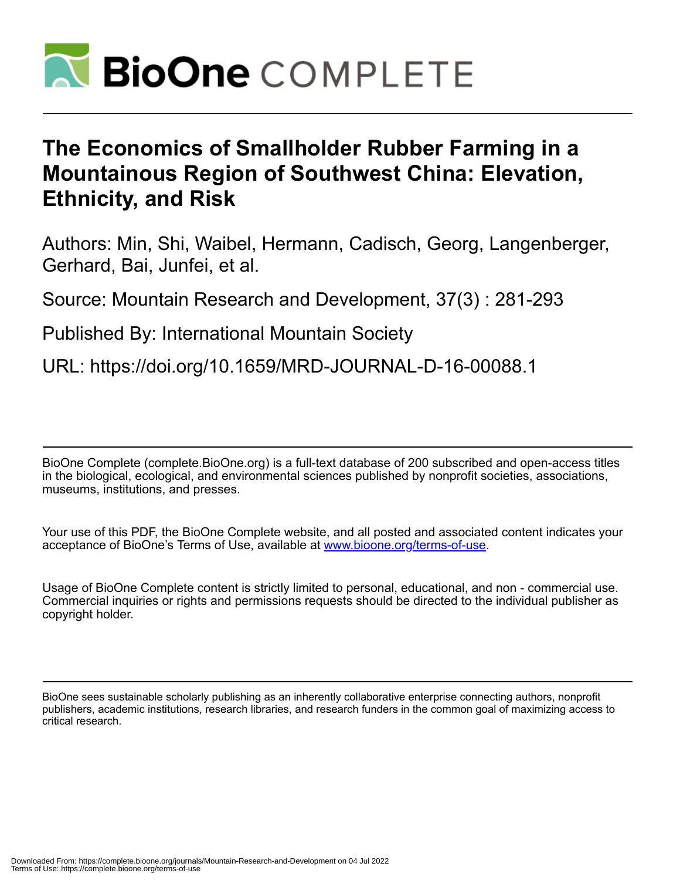# The Economics of Smallholder Rubber Farming in a Mountainous Region of Southwest China: Elevation, Ethnicity, and Risk

Authors: Min, Shi, Waibel, Hermann, Cadisch, Georg, Langenberger, Gerhard, Bai, Junfei, et al.

Source: Mountain Research and Development, 37(3) : 281-293

Published By: International Mountain Society

URL: https://doi.org/10.1659/MRD-JOURNAL-D-16-00088.1

BioOne Complete (complete.BioOne.org) is a full-text database of 200 subscribed and open-access titles in the biological, ecological, and environmental sciences published by nonprofit societies, associations, museums, institutions, and presses.

Your use of this PDF, the BioOne Complete website, and all posted and associated content indicates your acceptance of BioOne's Terms of Use, available at www.bioone.org/terms-of-use.

Usage of BioOne Complete content is strictly limited to personal, educational, and non - commercial use. Commercial inquiries or rights and permissions requests should be directed to the individual publisher as copyright holder.

BioOne sees sustainable scholarly publishing as an inherently collaborative enterprise connecting authors, nonprofit publishers, academic institutions, research libraries, and research funders in the common goal of maximizing access to critical research.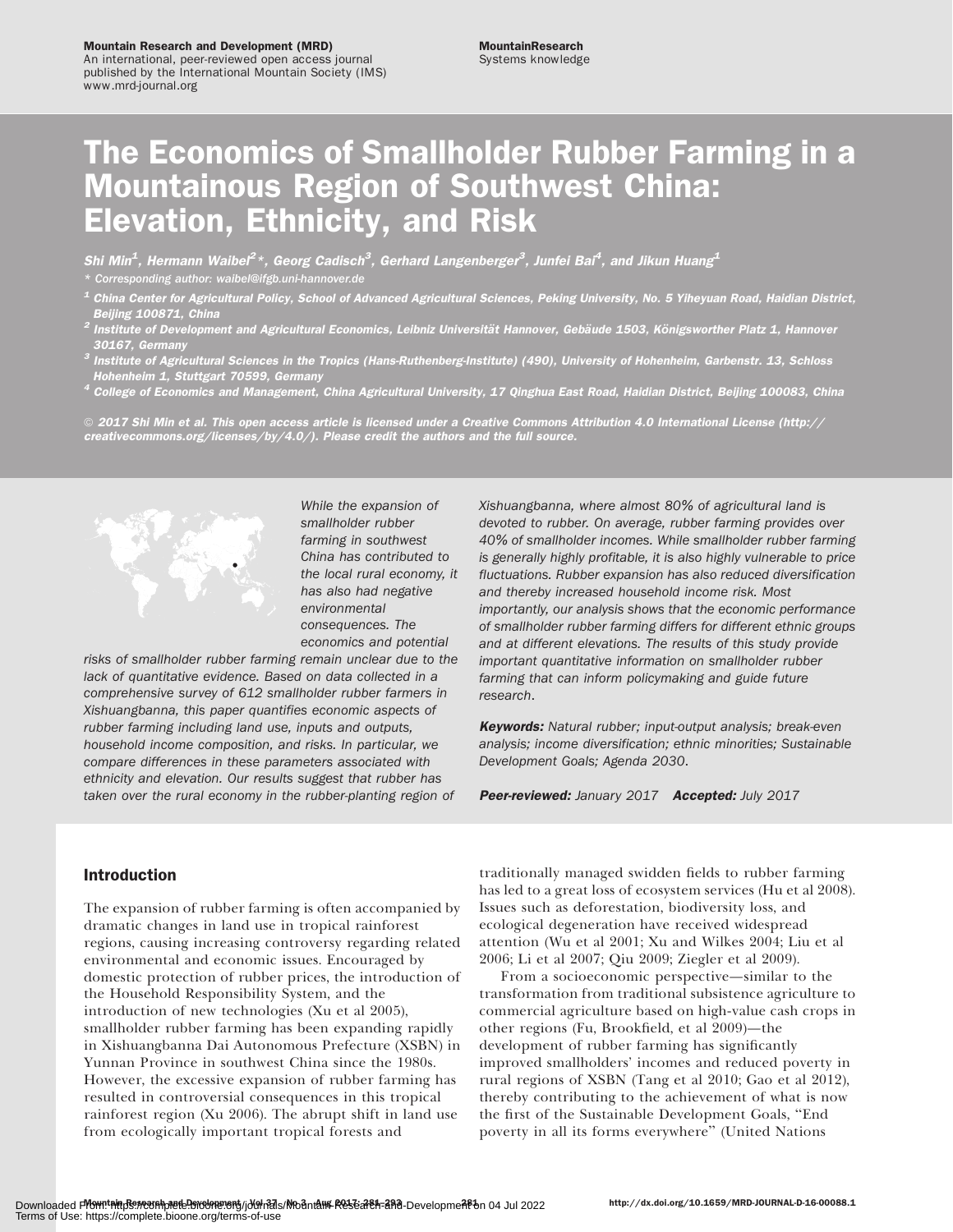Mountain Research and Development (MRD)
An international, peer-reviewed open access journal published by the International Mountain Society (IMS)
www.mrd-journal.org

MountainResearch
Systems knowledge

# The Economics of Smallholder Rubber Farming in a Mountainous Region of Southwest China: Elevation, Ethnicity, and Risk

*Shi Min[1], Hermann Waibel[2]\*, Georg Cadisch[3], Gerhard Langenberger[3], Junfei Bai[4], and Jikun Huang[1]*

\* Corresponding author: waibel@ifgb.uni-hannover.de

[1] China Center for Agricultural Policy, School of Advanced Agricultural Sciences, Peking University, No. 5 Yiheyuan Road, Haidian District, Beijing 100871, China

[2] Institute of Development and Agricultural Economics, Leibniz Universität Hannover, Gebäude 1503, Königsworther Platz 1, Hannover 30167, Germany

[3] Institute of Agricultural Sciences in the Tropics (Hans-Ruthenberg-Institute) (490), University of Hohenheim, Garbenstr. 13, Schloss Hohenheim 1, Stuttgart 70599, Germany

[4] College of Economics and Management, China Agricultural University, 17 Qinghua East Road, Haidian District, Beijing 100083, China

© 2017 Shi Min et al. This open access article is licensed under a Creative Commons Attribution 4.0 International License (http://creativecommons.org/licenses/by/4.0/). Please credit the authors and the full source.

*While the expansion of smallholder rubber farming in southwest China has contributed to the local rural economy, it has also had negative environmental consequences. The economics and potential risks of smallholder rubber farming remain unclear due to the lack of quantitative evidence. Based on data collected in a comprehensive survey of 612 smallholder rubber farmers in Xishuangbanna, this paper quantifies economic aspects of rubber farming including land use, inputs and outputs, household income composition, and risks. In particular, we compare differences in these parameters associated with ethnicity and elevation. Our results suggest that rubber has taken over the rural economy in the rubber-planting region of Xishuangbanna, where almost 80% of agricultural land is devoted to rubber. On average, rubber farming provides over 40% of smallholder incomes. While smallholder rubber farming is generally highly profitable, it is also highly vulnerable to price fluctuations. Rubber expansion has also reduced diversification and thereby increased household income risk. Most importantly, our analysis shows that the economic performance of smallholder rubber farming differs for different ethnic groups and at different elevations. The results of this study provide important quantitative information on smallholder rubber farming that can inform policymaking and guide future research.*

***Keywords:*** *Natural rubber; input-output analysis; break-even analysis; income diversification; ethnic minorities; Sustainable Development Goals; Agenda 2030.*

***Peer-reviewed:*** *January 2017* ***Accepted:*** *July 2017*

## Introduction

The expansion of rubber farming is often accompanied by dramatic changes in land use in tropical rainforest regions, causing increasing controversy regarding related environmental and economic issues. Encouraged by domestic protection of rubber prices, the introduction of the Household Responsibility System, and the introduction of new technologies (Xu et al 2005), smallholder rubber farming has been expanding rapidly in Xishuangbanna Dai Autonomous Prefecture (XSBN) in Yunnan Province in southwest China since the 1980s. However, the excessive expansion of rubber farming has resulted in controversial consequences in this tropical rainforest region (Xu 2006). The abrupt shift in land use from ecologically important tropical forests and traditionally managed swidden fields to rubber farming has led to a great loss of ecosystem services (Hu et al 2008). Issues such as deforestation, biodiversity loss, and ecological degeneration have received widespread attention (Wu et al 2001; Xu and Wilkes 2004; Liu et al 2006; Li et al 2007; Qiu 2009; Ziegler et al 2009).

From a socioeconomic perspective—similar to the transformation from traditional subsistence agriculture to commercial agriculture based on high-value cash crops in other regions (Fu, Brookfield, et al 2009)—the development of rubber farming has significantly improved smallholders' incomes and reduced poverty in rural regions of XSBN (Tang et al 2010; Gao et al 2012), thereby contributing to the achievement of what is now the first of the Sustainable Development Goals, "End poverty in all its forms everywhere" (United Nations

http://dx.doi.org/10.1659/MRD-JOURNAL-D-16-00088.1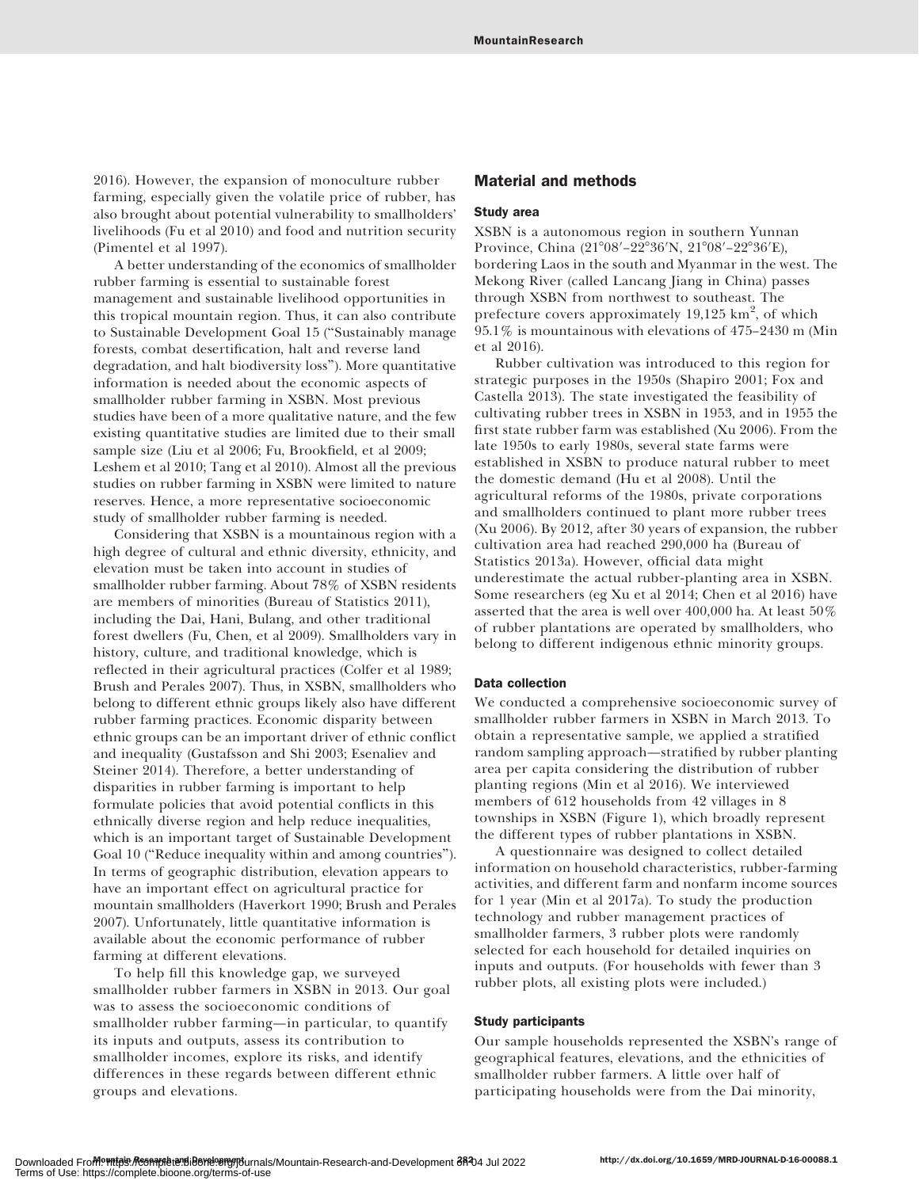2016). However, the expansion of monoculture rubber farming, especially given the volatile price of rubber, has also brought about potential vulnerability to smallholders' livelihoods (Fu et al 2010) and food and nutrition security (Pimentel et al 1997).

A better understanding of the economics of smallholder rubber farming is essential to sustainable forest management and sustainable livelihood opportunities in this tropical mountain region. Thus, it can also contribute to Sustainable Development Goal 15 ("Sustainably manage forests, combat desertification, halt and reverse land degradation, and halt biodiversity loss"). More quantitative information is needed about the economic aspects of smallholder rubber farming in XSBN. Most previous studies have been of a more qualitative nature, and the few existing quantitative studies are limited due to their small sample size (Liu et al 2006; Fu, Brookfield, et al 2009; Leshem et al 2010; Tang et al 2010). Almost all the previous studies on rubber farming in XSBN were limited to nature reserves. Hence, a more representative socioeconomic study of smallholder rubber farming is needed.

Considering that XSBN is a mountainous region with a high degree of cultural and ethnic diversity, ethnicity, and elevation must be taken into account in studies of smallholder rubber farming. About 78% of XSBN residents are members of minorities (Bureau of Statistics 2011), including the Dai, Hani, Bulang, and other traditional forest dwellers (Fu, Chen, et al 2009). Smallholders vary in history, culture, and traditional knowledge, which is reflected in their agricultural practices (Colfer et al 1989; Brush and Perales 2007). Thus, in XSBN, smallholders who belong to different ethnic groups likely also have different rubber farming practices. Economic disparity between ethnic groups can be an important driver of ethnic conflict and inequality (Gustafsson and Shi 2003; Esenaliev and Steiner 2014). Therefore, a better understanding of disparities in rubber farming is important to help formulate policies that avoid potential conflicts in this ethnically diverse region and help reduce inequalities, which is an important target of Sustainable Development Goal 10 ("Reduce inequality within and among countries"). In terms of geographic distribution, elevation appears to have an important effect on agricultural practice for mountain smallholders (Haverkort 1990; Brush and Perales 2007). Unfortunately, little quantitative information is available about the economic performance of rubber farming at different elevations.

To help fill this knowledge gap, we surveyed smallholder rubber farmers in XSBN in 2013. Our goal was to assess the socioeconomic conditions of smallholder rubber farming—in particular, to quantify its inputs and outputs, assess its contribution to smallholder incomes, explore its risks, and identify differences in these regards between different ethnic groups and elevations.

## Material and methods

### Study area

XSBN is a autonomous region in southern Yunnan Province, China (21°08′–22°36′N, 21°08′–22°36′E), bordering Laos in the south and Myanmar in the west. The Mekong River (called Lancang Jiang in China) passes through XSBN from northwest to southeast. The prefecture covers approximately 19,125 km$^2$, of which 95.1% is mountainous with elevations of 475–2430 m (Min et al 2016).

Rubber cultivation was introduced to this region for strategic purposes in the 1950s (Shapiro 2001; Fox and Castella 2013). The state investigated the feasibility of cultivating rubber trees in XSBN in 1953, and in 1955 the first state rubber farm was established (Xu 2006). From the late 1950s to early 1980s, several state farms were established in XSBN to produce natural rubber to meet the domestic demand (Hu et al 2008). Until the agricultural reforms of the 1980s, private corporations and smallholders continued to plant more rubber trees (Xu 2006). By 2012, after 30 years of expansion, the rubber cultivation area had reached 290,000 ha (Bureau of Statistics 2013a). However, official data might underestimate the actual rubber-planting area in XSBN. Some researchers (eg Xu et al 2014; Chen et al 2016) have asserted that the area is well over 400,000 ha. At least 50% of rubber plantations are operated by smallholders, who belong to different indigenous ethnic minority groups.

### Data collection

We conducted a comprehensive socioeconomic survey of smallholder rubber farmers in XSBN in March 2013. To obtain a representative sample, we applied a stratified random sampling approach—stratified by rubber planting area per capita considering the distribution of rubber planting regions (Min et al 2016). We interviewed members of 612 households from 42 villages in 8 townships in XSBN (Figure 1), which broadly represent the different types of rubber plantations in XSBN.

A questionnaire was designed to collect detailed information on household characteristics, rubber-farming activities, and different farm and nonfarm income sources for 1 year (Min et al 2017a). To study the production technology and rubber management practices of smallholder farmers, 3 rubber plots were randomly selected for each household for detailed inquiries on inputs and outputs. (For households with fewer than 3 rubber plots, all existing plots were included.)

### Study participants

Our sample households represented the XSBN's range of geographical features, elevations, and the ethnicities of smallholder rubber farmers. A little over half of participating households were from the Dai minority,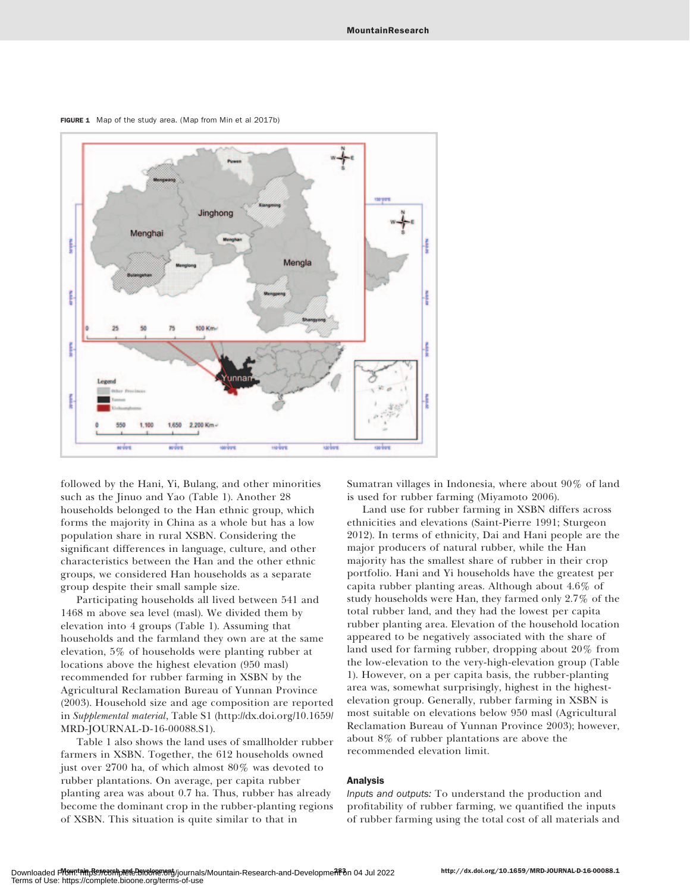FIGURE 1 Map of the study area. (Map from Min et al 2017b)

followed by the Hani, Yi, Bulang, and other minorities such as the Jinuo and Yao (Table 1). Another 28 households belonged to the Han ethnic group, which forms the majority in China as a whole but has a low population share in rural XSBN. Considering the significant differences in language, culture, and other characteristics between the Han and the other ethnic groups, we considered Han households as a separate group despite their small sample size.

Participating households all lived between 541 and 1468 m above sea level (masl). We divided them by elevation into 4 groups (Table 1). Assuming that households and the farmland they own are at the same elevation, 5% of households were planting rubber at locations above the highest elevation (950 masl) recommended for rubber farming in XSBN by the Agricultural Reclamation Bureau of Yunnan Province (2003). Household size and age composition are reported in *Supplemental material*, Table S1 (http://dx.doi.org/10.1659/MRD-JOURNAL-D-16-00088.S1).

Table 1 also shows the land uses of smallholder rubber farmers in XSBN. Together, the 612 households owned just over 2700 ha, of which almost 80% was devoted to rubber plantations. On average, per capita rubber planting area was about 0.7 ha. Thus, rubber has already become the dominant crop in the rubber-planting regions of XSBN. This situation is quite similar to that in Sumatran villages in Indonesia, where about 90% of land is used for rubber farming (Miyamoto 2006).

Land use for rubber farming in XSBN differs across ethnicities and elevations (Saint-Pierre 1991; Sturgeon 2012). In terms of ethnicity, Dai and Hani people are the major producers of natural rubber, while the Han majority has the smallest share of rubber in their crop portfolio. Hani and Yi households have the greatest per capita rubber planting areas. Although about 4.6% of study households were Han, they farmed only 2.7% of the total rubber land, and they had the lowest per capita rubber planting area. Elevation of the household location appeared to be negatively associated with the share of land used for farming rubber, dropping about 20% from the low-elevation to the very-high-elevation group (Table 1). However, on a per capita basis, the rubber-planting area was, somewhat surprisingly, highest in the highest-elevation group. Generally, rubber farming in XSBN is most suitable on elevations below 950 masl (Agricultural Reclamation Bureau of Yunnan Province 2003); however, about 8% of rubber plantations are above the recommended elevation limit.

## Analysis

*Inputs and outputs:* To understand the production and profitability of rubber farming, we quantified the inputs of rubber farming using the total cost of all materials and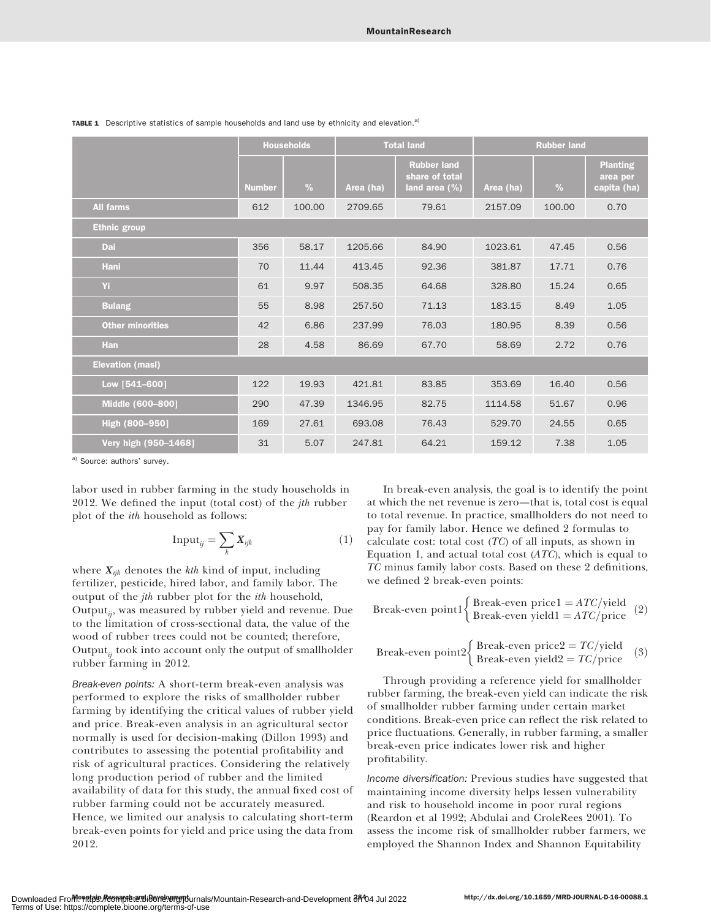**TABLE 1** Descriptive statistics of sample households and land use by ethnicity and elevation.[a)]

| | Households | | Total land | | Rubber land | | |
|---|---|---|---|---|---|---|---|
| | Number | % | Area (ha) | Rubber land share of total land area (%) | Area (ha) | % | Planting area per capita (ha) |
| **All farms** | 612 | 100.00 | 2709.65 | 79.61 | 2157.09 | 100.00 | 0.70 |
| **Ethnic group** | | | | | | | |
| Dai | 356 | 58.17 | 1205.66 | 84.90 | 1023.61 | 47.45 | 0.56 |
| Hani | 70 | 11.44 | 413.45 | 92.36 | 381.87 | 17.71 | 0.76 |
| Yi | 61 | 9.97 | 508.35 | 64.68 | 328.80 | 15.24 | 0.65 |
| Bulang | 55 | 8.98 | 257.50 | 71.13 | 183.15 | 8.49 | 1.05 |
| Other minorities | 42 | 6.86 | 237.99 | 76.03 | 180.95 | 8.39 | 0.56 |
| Han | 28 | 4.58 | 86.69 | 67.70 | 58.69 | 2.72 | 0.76 |
| **Elevation (masl)** | | | | | | | |
| Low [541–600] | 122 | 19.93 | 421.81 | 83.85 | 353.69 | 16.40 | 0.56 |
| Middle (600–800] | 290 | 47.39 | 1346.95 | 82.75 | 1114.58 | 51.67 | 0.96 |
| High (800–950] | 169 | 27.61 | 693.08 | 76.43 | 529.70 | 24.55 | 0.65 |
| Very high (950–1468] | 31 | 5.07 | 247.81 | 64.21 | 159.12 | 7.38 | 1.05 |

[a)] Source: authors' survey.

labor used in rubber farming in the study households in 2012. We defined the input (total cost) of the *jth* rubber plot of the *ith* household as follows:

$$\text{Input}_{ij} = \sum_k \boldsymbol{X}_{ijk} \tag{1}$$

where $\boldsymbol{X}_{ijk}$ denotes the *kth* kind of input, including fertilizer, pesticide, hired labor, and family labor. The output of the *jth* rubber plot for the *ith* household, $\text{Output}_{ij}$, was measured by rubber yield and revenue. Due to the limitation of cross-sectional data, the value of the wood of rubber trees could not be counted; therefore, $\text{Output}_{ij}$ took into account only the output of smallholder rubber farming in 2012.

*Break-even points:* A short-term break-even analysis was performed to explore the risks of smallholder rubber farming by identifying the critical values of rubber yield and price. Break-even analysis in an agricultural sector normally is used for decision-making (Dillon 1993) and contributes to assessing the potential profitability and risk of agricultural practices. Considering the relatively long production period of rubber and the limited availability of data for this study, the annual fixed cost of rubber farming could not be accurately measured. Hence, we limited our analysis to calculating short-term break-even points for yield and price using the data from 2012.

In break-even analysis, the goal is to identify the point at which the net revenue is zero—that is, total cost is equal to total revenue. In practice, smallholders do not need to pay for family labor. Hence we defined 2 formulas to calculate cost: total cost (*TC*) of all inputs, as shown in Equation 1, and actual total cost (*ATC*), which is equal to *TC* minus family labor costs. Based on these 2 definitions, we defined 2 break-even points:

$$\text{Break-even point1}\begin{cases} \text{Break-even price1} = ATC/\text{yield} \\ \text{Break-even yield1} = ATC/\text{price} \end{cases} \tag{2}$$

$$\text{Break-even point2}\begin{cases} \text{Break-even price2} = TC/\text{yield} \\ \text{Break-even yield2} = TC/\text{price} \end{cases} \tag{3}$$

Through providing a reference yield for smallholder rubber farming, the break-even yield can indicate the risk of smallholder rubber farming under certain market conditions. Break-even price can reflect the risk related to price fluctuations. Generally, in rubber farming, a smaller break-even price indicates lower risk and higher profitability.

*Income diversification:* Previous studies have suggested that maintaining income diversity helps lessen vulnerability and risk to household income in poor rural regions (Reardon et al 1992; Abdulai and CroleRees 2001). To assess the income risk of smallholder rubber farmers, we employed the Shannon Index and Shannon Equitability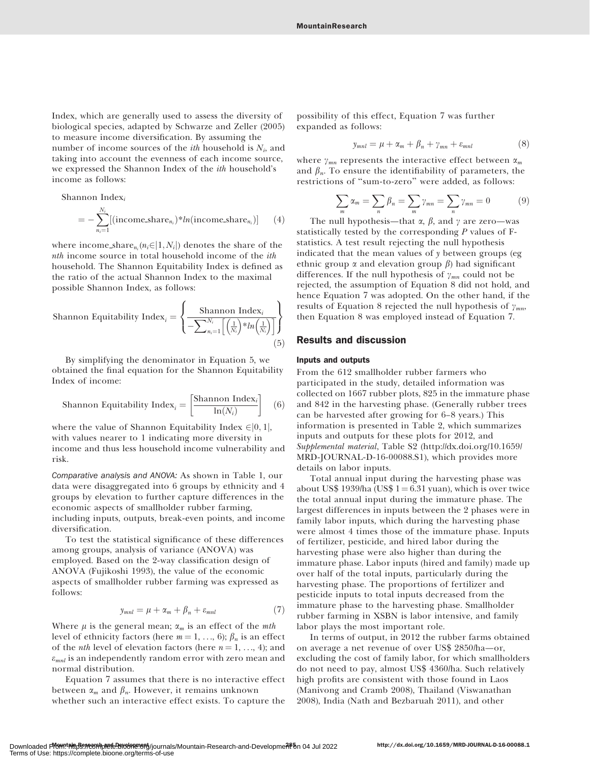Index, which are generally used to assess the diversity of biological species, adapted by Schwarze and Zeller (2005) to measure income diversification. By assuming the number of income sources of the *ith* household is $N_i$, and taking into account the evenness of each income source, we expressed the Shannon Index of the *ith* household's income as follows:

$$\text{Shannon Index}_i = -\sum_{n_i=1}^{N_i}\left[(\text{income\_share}_{n_i})*ln(\text{income\_share}_{n_i})\right] \quad (4)$$

where $\text{income\_share}_{n_i}(n_i \in |1, N_i|)$ denotes the share of the *nth* income source in total household income of the *ith* household. The Shannon Equitability Index is defined as the ratio of the actual Shannon Index to the maximal possible Shannon Index, as follows:

$$\text{Shannon Equitability Index}_i = \left\{\frac{\text{Shannon Index}_i}{-\sum_{n_i=1}^{N_i}\left[\left(\frac{1}{N_i}\right)*ln\left(\frac{1}{N_i}\right)\right]}\right\} \quad (5)$$

By simplifying the denominator in Equation 5, we obtained the final equation for the Shannon Equitability Index of income:

$$\text{Shannon Equitability Index}_i = \left[\frac{\text{Shannon Index}_i}{\ln(N_i)}\right] \quad (6)$$

where the value of Shannon Equitability Index $\in |0, 1|$, with values nearer to 1 indicating more diversity in income and thus less household income vulnerability and risk.

*Comparative analysis and ANOVA:* As shown in Table 1, our data were disaggregated into 6 groups by ethnicity and 4 groups by elevation to further capture differences in the economic aspects of smallholder rubber farming, including inputs, outputs, break-even points, and income diversification.

To test the statistical significance of these differences among groups, analysis of variance (ANOVA) was employed. Based on the 2-way classification design of ANOVA (Fujikoshi 1993), the value of the economic aspects of smallholder rubber farming was expressed as follows:

$$y_{mnl} = \mu + \alpha_m + \beta_n + \varepsilon_{mnl} \quad (7)$$

Where $\mu$ is the general mean; $\alpha_m$ is an effect of the *mth* level of ethnicity factors (here $m = 1, \ldots, 6$); $\beta_n$ is an effect of the *nth* level of elevation factors (here $n = 1, \ldots, 4$); and $\varepsilon_{mnl}$ is an independently random error with zero mean and normal distribution.

Equation 7 assumes that there is no interactive effect between $\alpha_m$ and $\beta_n$. However, it remains unknown whether such an interactive effect exists. To capture the possibility of this effect, Equation 7 was further expanded as follows:

$$y_{mnl} = \mu + \alpha_m + \beta_n + \gamma_{mn} + \varepsilon_{mnl} \quad (8)$$

where $\gamma_{mn}$ represents the interactive effect between $\alpha_m$ and $\beta_n$. To ensure the identifiability of parameters, the restrictions of "sum-to-zero" were added, as follows:

$$\sum_m \alpha_m = \sum_n \beta_n = \sum_m \gamma_{mn} = \sum_n \gamma_{mn} = 0 \quad (9)$$

The null hypothesis—that $\alpha$, $\beta$, and $\gamma$ are zero—was statistically tested by the corresponding *P* values of F-statistics. A test result rejecting the null hypothesis indicated that the mean values of $y$ between groups (eg ethnic group $\alpha$ and elevation group $\beta$) had significant differences. If the null hypothesis of $\gamma_{mn}$ could not be rejected, the assumption of Equation 8 did not hold, and hence Equation 7 was adopted. On the other hand, if the results of Equation 8 rejected the null hypothesis of $\gamma_{mn}$, then Equation 8 was employed instead of Equation 7.

## Results and discussion

### Inputs and outputs

From the 612 smallholder rubber farmers who participated in the study, detailed information was collected on 1667 rubber plots, 825 in the immature phase and 842 in the harvesting phase. (Generally rubber trees can be harvested after growing for 6–8 years.) This information is presented in Table 2, which summarizes inputs and outputs for these plots for 2012, and *Supplemental material*, Table S2 (http://dx.doi.org/10.1659/MRD-JOURNAL-D-16-00088.S1), which provides more details on labor inputs.

Total annual input during the harvesting phase was about US$ 1939/ha (US$ 1 = 6.31 yuan), which is over twice the total annual input during the immature phase. The largest differences in inputs between the 2 phases were in family labor inputs, which during the harvesting phase were almost 4 times those of the immature phase. Inputs of fertilizer, pesticide, and hired labor during the harvesting phase were also higher than during the immature phase. Labor inputs (hired and family) made up over half of the total inputs, particularly during the harvesting phase. The proportions of fertilizer and pesticide inputs to total inputs decreased from the immature phase to the harvesting phase. Smallholder rubber farming in XSBN is labor intensive, and family labor plays the most important role.

In terms of output, in 2012 the rubber farms obtained on average a net revenue of over US$ 2850/ha—or, excluding the cost of family labor, for which smallholders do not need to pay, almost US$ 4360/ha. Such relatively high profits are consistent with those found in Laos (Manivong and Cramb 2008), Thailand (Viswanathan 2008), India (Nath and Bezbaruah 2011), and other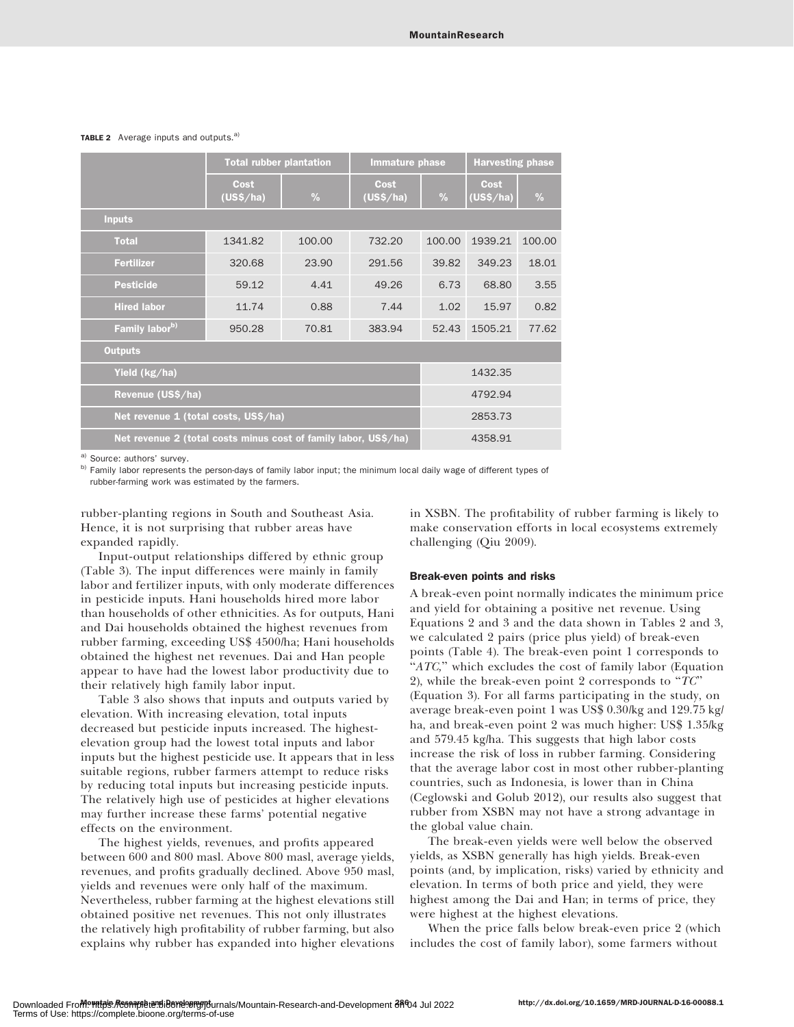**TABLE 2** Average inputs and outputs.[a)]

| | Total rubber plantation | | Immature phase | | Harvesting phase | |
|---|---|---|---|---|---|---|
| | Cost (US$/ha) | % | Cost (US$/ha) | % | Cost (US$/ha) | % |
| **Inputs** | | | | | | |
| Total | 1341.82 | 100.00 | 732.20 | 100.00 | 1939.21 | 100.00 |
| Fertilizer | 320.68 | 23.90 | 291.56 | 39.82 | 349.23 | 18.01 |
| Pesticide | 59.12 | 4.41 | 49.26 | 6.73 | 68.80 | 3.55 |
| Hired labor | 11.74 | 0.88 | 7.44 | 1.02 | 15.97 | 0.82 |
| Family labor[b)] | 950.28 | 70.81 | 383.94 | 52.43 | 1505.21 | 77.62 |
| **Outputs** | | | | | | |
| Yield (kg/ha) | | | | 1432.35 | | |
| Revenue (US$/ha) | | | | 4792.94 | | |
| Net revenue 1 (total costs, US$/ha) | | | | 2853.73 | | |
| Net revenue 2 (total costs minus cost of family labor, US$/ha) | | | | 4358.91 | | |

[a)] Source: authors' survey.

[b)] Family labor represents the person-days of family labor input; the minimum local daily wage of different types of rubber-farming work was estimated by the farmers.

rubber-planting regions in South and Southeast Asia. Hence, it is not surprising that rubber areas have expanded rapidly.

Input-output relationships differed by ethnic group (Table 3). The input differences were mainly in family labor and fertilizer inputs, with only moderate differences in pesticide inputs. Hani households hired more labor than households of other ethnicities. As for outputs, Hani and Dai households obtained the highest revenues from rubber farming, exceeding US$ 4500/ha; Hani households obtained the highest net revenues. Dai and Han people appear to have had the lowest labor productivity due to their relatively high family labor input.

Table 3 also shows that inputs and outputs varied by elevation. With increasing elevation, total inputs decreased but pesticide inputs increased. The highest-elevation group had the lowest total inputs and labor inputs but the highest pesticide use. It appears that in less suitable regions, rubber farmers attempt to reduce risks by reducing total inputs but increasing pesticide inputs. The relatively high use of pesticides at higher elevations may further increase these farms' potential negative effects on the environment.

The highest yields, revenues, and profits appeared between 600 and 800 masl. Above 800 masl, average yields, revenues, and profits gradually declined. Above 950 masl, yields and revenues were only half of the maximum. Nevertheless, rubber farming at the highest elevations still obtained positive net revenues. This not only illustrates the relatively high profitability of rubber farming, but also explains why rubber has expanded into higher elevations in XSBN. The profitability of rubber farming is likely to make conservation efforts in local ecosystems extremely challenging (Qiu 2009).

### Break-even points and risks

A break-even point normally indicates the minimum price and yield for obtaining a positive net revenue. Using Equations 2 and 3 and the data shown in Tables 2 and 3, we calculated 2 pairs (price plus yield) of break-even points (Table 4). The break-even point 1 corresponds to "*ATC*," which excludes the cost of family labor (Equation 2), while the break-even point 2 corresponds to "*TC*" (Equation 3). For all farms participating in the study, on average break-even point 1 was US$ 0.30/kg and 129.75 kg/ha, and break-even point 2 was much higher: US$ 1.35/kg and 579.45 kg/ha. This suggests that high labor costs increase the risk of loss in rubber farming. Considering that the average labor cost in most other rubber-planting countries, such as Indonesia, is lower than in China (Ceglowski and Golub 2012), our results also suggest that rubber from XSBN may not have a strong advantage in the global value chain.

The break-even yields were well below the observed yields, as XSBN generally has high yields. Break-even points (and, by implication, risks) varied by ethnicity and elevation. In terms of both price and yield, they were highest among the Dai and Han; in terms of price, they were highest at the highest elevations.

When the price falls below break-even price 2 (which includes the cost of family labor), some farmers without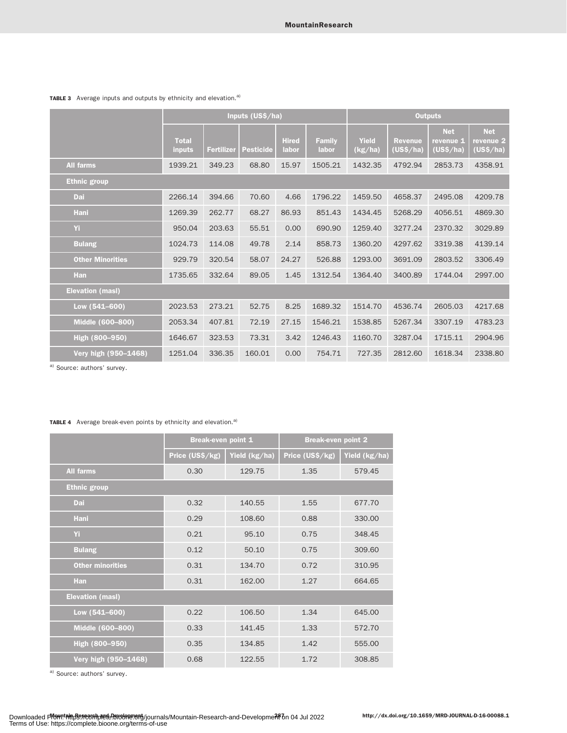**TABLE 3** Average inputs and outputs by ethnicity and elevation.[a)]

| | Inputs (US$/ha) | | | | | Outputs | | | |
|---|---|---|---|---|---|---|---|---|---|
| | Total inputs | Fertilizer | Pesticide | Hired labor | Family labor | Yield (kg/ha) | Revenue (US$/ha) | Net revenue 1 (US$/ha) | Net revenue 2 (US$/ha) |
| All farms | 1939.21 | 349.23 | 68.80 | 15.97 | 1505.21 | 1432.35 | 4792.94 | 2853.73 | 4358.91 |
| **Ethnic group** | | | | | | | | | |
| Dai | 2266.14 | 394.66 | 70.60 | 4.66 | 1796.22 | 1459.50 | 4658.37 | 2495.08 | 4209.78 |
| Hani | 1269.39 | 262.77 | 68.27 | 86.93 | 851.43 | 1434.45 | 5268.29 | 4056.51 | 4869.30 |
| Yi | 950.04 | 203.63 | 55.51 | 0.00 | 690.90 | 1259.40 | 3277.24 | 2370.32 | 3029.89 |
| Bulang | 1024.73 | 114.08 | 49.78 | 2.14 | 858.73 | 1360.20 | 4297.62 | 3319.38 | 4139.14 |
| Other Minorities | 929.79 | 320.54 | 58.07 | 24.27 | 526.88 | 1293.00 | 3691.09 | 2803.52 | 3306.49 |
| Han | 1735.65 | 332.64 | 89.05 | 1.45 | 1312.54 | 1364.40 | 3400.89 | 1744.04 | 2997.00 |
| **Elevation (masl)** | | | | | | | | | |
| Low (541–600) | 2023.53 | 273.21 | 52.75 | 8.25 | 1689.32 | 1514.70 | 4536.74 | 2605.03 | 4217.68 |
| Middle (600–800) | 2053.34 | 407.81 | 72.19 | 27.15 | 1546.21 | 1538.85 | 5267.34 | 3307.19 | 4783.23 |
| High (800–950) | 1646.67 | 323.53 | 73.31 | 3.42 | 1246.43 | 1160.70 | 3287.04 | 1715.11 | 2904.96 |
| Very high (950–1468) | 1251.04 | 336.35 | 160.01 | 0.00 | 754.71 | 727.35 | 2812.60 | 1618.34 | 2338.80 |

[a)] Source: authors' survey.

**TABLE 4** Average break-even points by ethnicity and elevation.[a)]

| | Break-even point 1 | | Break-even point 2 | |
|---|---|---|---|---|
| | Price (US$/kg) | Yield (kg/ha) | Price (US$/kg) | Yield (kg/ha) |
| All farms | 0.30 | 129.75 | 1.35 | 579.45 |
| **Ethnic group** | | | | |
| Dai | 0.32 | 140.55 | 1.55 | 677.70 |
| Hani | 0.29 | 108.60 | 0.88 | 330.00 |
| Yi | 0.21 | 95.10 | 0.75 | 348.45 |
| Bulang | 0.12 | 50.10 | 0.75 | 309.60 |
| Other minorities | 0.31 | 134.70 | 0.72 | 310.95 |
| Han | 0.31 | 162.00 | 1.27 | 664.65 |
| **Elevation (masl)** | | | | |
| Low (541–600) | 0.22 | 106.50 | 1.34 | 645.00 |
| Middle (600–800) | 0.33 | 141.45 | 1.33 | 572.70 |
| High (800–950) | 0.35 | 134.85 | 1.42 | 555.00 |
| Very high (950–1468) | 0.68 | 122.55 | 1.72 | 308.85 |

[a)] Source: authors' survey.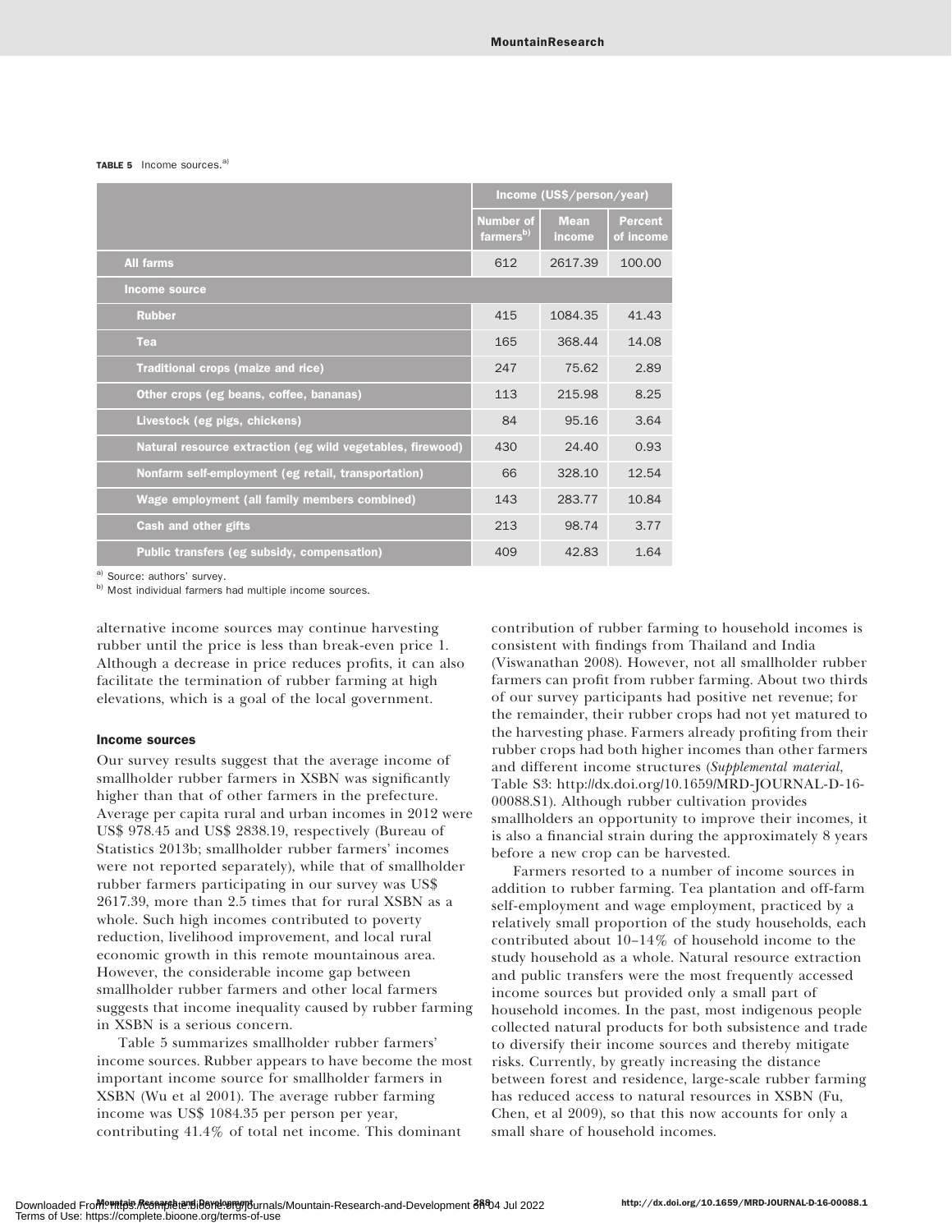**TABLE 5** Income sources.[a]

| | Income (US$/person/year) | | |
|---|---|---|---|
| | Number of farmers[b] | Mean income | Percent of income |
| **All farms** | 612 | 2617.39 | 100.00 |
| **Income source** | | | |
| Rubber | 415 | 1084.35 | 41.43 |
| Tea | 165 | 368.44 | 14.08 |
| Traditional crops (maize and rice) | 247 | 75.62 | 2.89 |
| Other crops (eg beans, coffee, bananas) | 113 | 215.98 | 8.25 |
| Livestock (eg pigs, chickens) | 84 | 95.16 | 3.64 |
| Natural resource extraction (eg wild vegetables, firewood) | 430 | 24.40 | 0.93 |
| Nonfarm self-employment (eg retail, transportation) | 66 | 328.10 | 12.54 |
| Wage employment (all family members combined) | 143 | 283.77 | 10.84 |
| Cash and other gifts | 213 | 98.74 | 3.77 |
| Public transfers (eg subsidy, compensation) | 409 | 42.83 | 1.64 |

[a] Source: authors' survey.
[b] Most individual farmers had multiple income sources.

alternative income sources may continue harvesting rubber until the price is less than break-even price 1. Although a decrease in price reduces profits, it can also facilitate the termination of rubber farming at high elevations, which is a goal of the local government.

### Income sources

Our survey results suggest that the average income of smallholder rubber farmers in XSBN was significantly higher than that of other farmers in the prefecture. Average per capita rural and urban incomes in 2012 were US$ 978.45 and US$ 2838.19, respectively (Bureau of Statistics 2013b; smallholder rubber farmers' incomes were not reported separately), while that of smallholder rubber farmers participating in our survey was US$ 2617.39, more than 2.5 times that for rural XSBN as a whole. Such high incomes contributed to poverty reduction, livelihood improvement, and local rural economic growth in this remote mountainous area. However, the considerable income gap between smallholder rubber farmers and other local farmers suggests that income inequality caused by rubber farming in XSBN is a serious concern.

Table 5 summarizes smallholder rubber farmers' income sources. Rubber appears to have become the most important income source for smallholder farmers in XSBN (Wu et al 2001). The average rubber farming income was US$ 1084.35 per person per year, contributing 41.4% of total net income. This dominant contribution of rubber farming to household incomes is consistent with findings from Thailand and India (Viswanathan 2008). However, not all smallholder rubber farmers can profit from rubber farming. About two thirds of our survey participants had positive net revenue; for the remainder, their rubber crops had not yet matured to the harvesting phase. Farmers already profiting from their rubber crops had both higher incomes than other farmers and different income structures (*Supplemental material*, Table S3: http://dx.doi.org/10.1659/MRD-JOURNAL-D-16-00088.S1). Although rubber cultivation provides smallholders an opportunity to improve their incomes, it is also a financial strain during the approximately 8 years before a new crop can be harvested.

Farmers resorted to a number of income sources in addition to rubber farming. Tea plantation and off-farm self-employment and wage employment, practiced by a relatively small proportion of the study households, each contributed about 10–14% of household income to the study household as a whole. Natural resource extraction and public transfers were the most frequently accessed income sources but provided only a small part of household incomes. In the past, most indigenous people collected natural products for both subsistence and trade to diversify their income sources and thereby mitigate risks. Currently, by greatly increasing the distance between forest and residence, large-scale rubber farming has reduced access to natural resources in XSBN (Fu, Chen, et al 2009), so that this now accounts for only a small share of household incomes.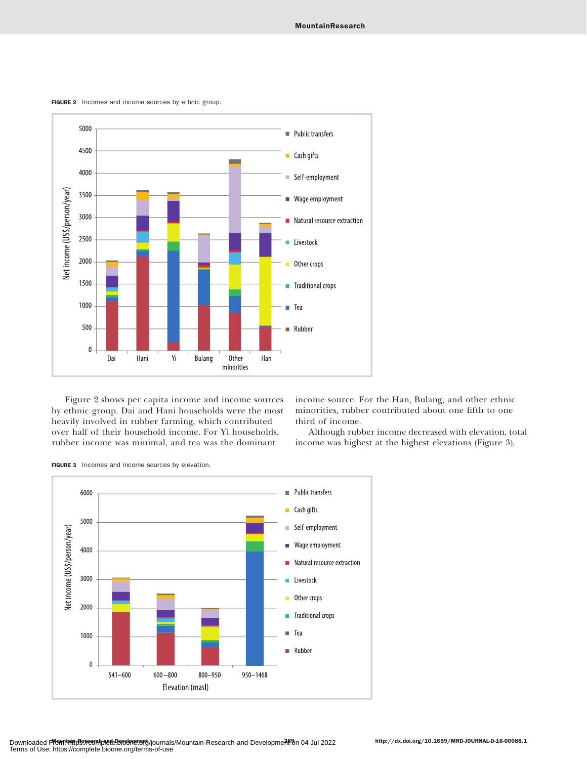FIGURE 2 Incomes and income sources by ethnic group.

FIGURE 3 Incomes and income sources by elevation.

Figure 2 shows per capita income and income sources by ethnic group. Dai and Hani households were the most heavily involved in rubber farming, which contributed over half of their household income. For Yi households, rubber income was minimal, and tea was the dominant income source. For the Han, Bulang, and other ethnic minorities, rubber contributed about one fifth to one third of income.

Although rubber income decreased with elevation, total income was highest at the highest elevations (Figure 3),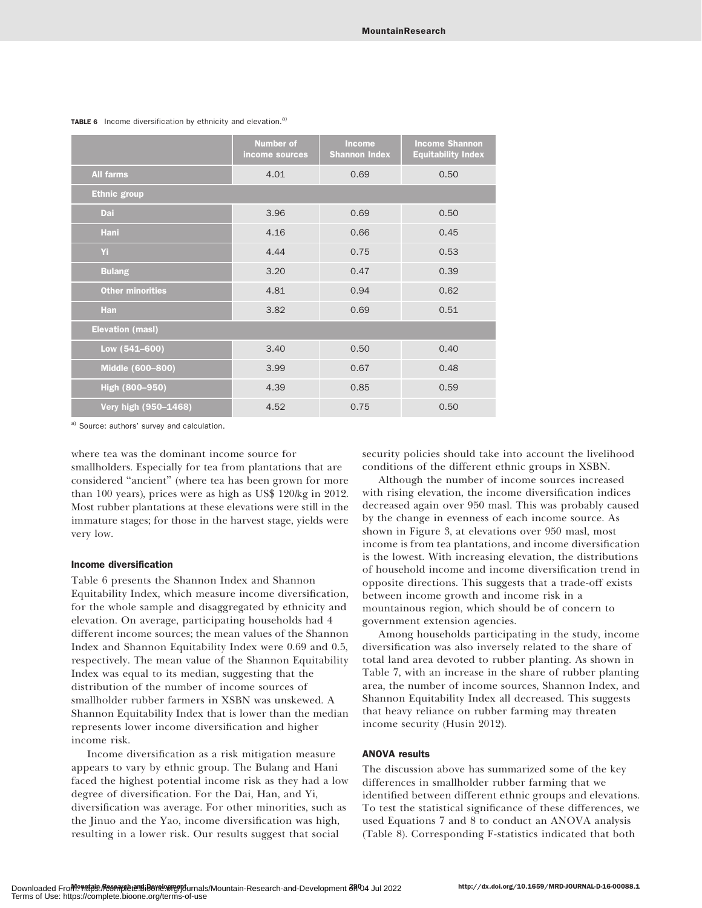**TABLE 6** Income diversification by ethnicity and elevation.[a)]

| | Number of income sources | Income Shannon Index | Income Shannon Equitability Index |
|---|---|---|---|
| **All farms** | 4.01 | 0.69 | 0.50 |
| **Ethnic group** | | | |
| Dai | 3.96 | 0.69 | 0.50 |
| Hani | 4.16 | 0.66 | 0.45 |
| Yi | 4.44 | 0.75 | 0.53 |
| Bulang | 3.20 | 0.47 | 0.39 |
| Other minorities | 4.81 | 0.94 | 0.62 |
| Han | 3.82 | 0.69 | 0.51 |
| **Elevation (masl)** | | | |
| Low (541–600) | 3.40 | 0.50 | 0.40 |
| Middle (600–800) | 3.99 | 0.67 | 0.48 |
| High (800–950) | 4.39 | 0.85 | 0.59 |
| Very high (950–1468) | 4.52 | 0.75 | 0.50 |

[a)] Source: authors' survey and calculation.

where tea was the dominant income source for smallholders. Especially for tea from plantations that are considered "ancient" (where tea has been grown for more than 100 years), prices were as high as US$ 120/kg in 2012. Most rubber plantations at these elevations were still in the immature stages; for those in the harvest stage, yields were very low.

### Income diversification

Table 6 presents the Shannon Index and Shannon Equitability Index, which measure income diversification, for the whole sample and disaggregated by ethnicity and elevation. On average, participating households had 4 different income sources; the mean values of the Shannon Index and Shannon Equitability Index were 0.69 and 0.5, respectively. The mean value of the Shannon Equitability Index was equal to its median, suggesting that the distribution of the number of income sources of smallholder rubber farmers in XSBN was unskewed. A Shannon Equitability Index that is lower than the median represents lower income diversification and higher income risk.

Income diversification as a risk mitigation measure appears to vary by ethnic group. The Bulang and Hani faced the highest potential income risk as they had a low degree of diversification. For the Dai, Han, and Yi, diversification was average. For other minorities, such as the Jinuo and the Yao, income diversification was high, resulting in a lower risk. Our results suggest that social security policies should take into account the livelihood conditions of the different ethnic groups in XSBN.

Although the number of income sources increased with rising elevation, the income diversification indices decreased again over 950 masl. This was probably caused by the change in evenness of each income source. As shown in Figure 3, at elevations over 950 masl, most income is from tea plantations, and income diversification is the lowest. With increasing elevation, the distributions of household income and income diversification trend in opposite directions. This suggests that a trade-off exists between income growth and income risk in a mountainous region, which should be of concern to government extension agencies.

Among households participating in the study, income diversification was also inversely related to the share of total land area devoted to rubber planting. As shown in Table 7, with an increase in the share of rubber planting area, the number of income sources, Shannon Index, and Shannon Equitability Index all decreased. This suggests that heavy reliance on rubber farming may threaten income security (Husin 2012).

### ANOVA results

The discussion above has summarized some of the key differences in smallholder rubber farming that we identified between different ethnic groups and elevations. To test the statistical significance of these differences, we used Equations 7 and 8 to conduct an ANOVA analysis (Table 8). Corresponding F-statistics indicated that both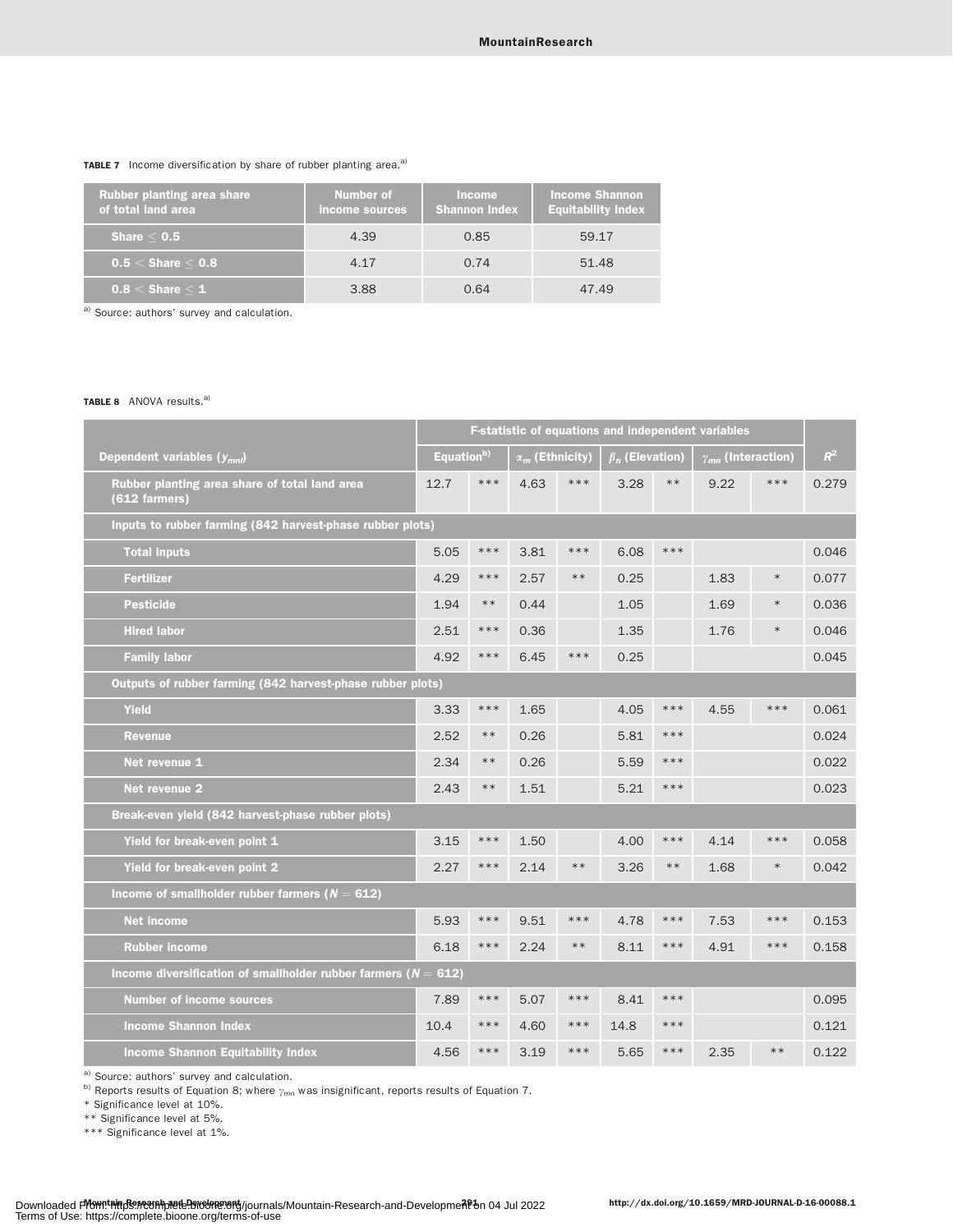**TABLE 7** Income diversification by share of rubber planting area.[a)]

| Rubber planting area share of total land area | Number of income sources | Income Shannon Index | Income Shannon Equitability Index |
|---|---|---|---|
| Share $\leq$ 0.5 | 4.39 | 0.85 | 59.17 |
| 0.5 $<$ Share $\leq$ 0.8 | 4.17 | 0.74 | 51.48 |
| 0.8 $<$ Share $\leq$ 1 | 3.88 | 0.64 | 47.49 |

[a)] Source: authors' survey and calculation.

**TABLE 8** ANOVA results.[a)]

| Dependent variables ($y_{mni}$) | F-statistic of equations and independent variables | | | | | | | | $R^2$ |
|---|---|---|---|---|---|---|---|---|---|
| | Equation[b)] | | $\alpha_m$ (Ethnicity) | | $\beta_n$ (Elevation) | | $\gamma_{mn}$ (Interaction) | | |
| Rubber planting area share of total land area (612 farmers) | 12.7 | *** | 4.63 | *** | 3.28 | ** | 9.22 | *** | 0.279 |
| **Inputs to rubber farming (842 harvest-phase rubber plots)** | | | | | | | | | |
| Total inputs | 5.05 | *** | 3.81 | *** | 6.08 | *** | | | 0.046 |
| Fertilizer | 4.29 | *** | 2.57 | ** | 0.25 | | 1.83 | * | 0.077 |
| Pesticide | 1.94 | ** | 0.44 | | 1.05 | | 1.69 | * | 0.036 |
| Hired labor | 2.51 | *** | 0.36 | | 1.35 | | 1.76 | * | 0.046 |
| Family labor | 4.92 | *** | 6.45 | *** | 0.25 | | | | 0.045 |
| **Outputs of rubber farming (842 harvest-phase rubber plots)** | | | | | | | | | |
| Yield | 3.33 | *** | 1.65 | | 4.05 | *** | 4.55 | *** | 0.061 |
| Revenue | 2.52 | ** | 0.26 | | 5.81 | *** | | | 0.024 |
| Net revenue 1 | 2.34 | ** | 0.26 | | 5.59 | *** | | | 0.022 |
| Net revenue 2 | 2.43 | ** | 1.51 | | 5.21 | *** | | | 0.023 |
| **Break-even yield (842 harvest-phase rubber plots)** | | | | | | | | | |
| Yield for break-even point 1 | 3.15 | *** | 1.50 | | 4.00 | *** | 4.14 | *** | 0.058 |
| Yield for break-even point 2 | 2.27 | *** | 2.14 | ** | 3.26 | ** | 1.68 | * | 0.042 |
| **Income of smallholder rubber farmers ($N$ = 612)** | | | | | | | | | |
| Net income | 5.93 | *** | 9.51 | *** | 4.78 | *** | 7.53 | *** | 0.153 |
| Rubber income | 6.18 | *** | 2.24 | ** | 8.11 | *** | 4.91 | *** | 0.158 |
| **Income diversification of smallholder rubber farmers ($N$ = 612)** | | | | | | | | | |
| Number of income sources | 7.89 | *** | 5.07 | *** | 8.41 | *** | | | 0.095 |
| Income Shannon Index | 10.4 | *** | 4.60 | *** | 14.8 | *** | | | 0.121 |
| Income Shannon Equitability Index | 4.56 | *** | 3.19 | *** | 5.65 | *** | 2.35 | ** | 0.122 |

[a)] Source: authors' survey and calculation.
[b)] Reports results of Equation 8; where $\gamma_{mn}$ was insignificant, reports results of Equation 7.
* Significance level at 10%.
** Significance level at 5%.
*** Significance level at 1%.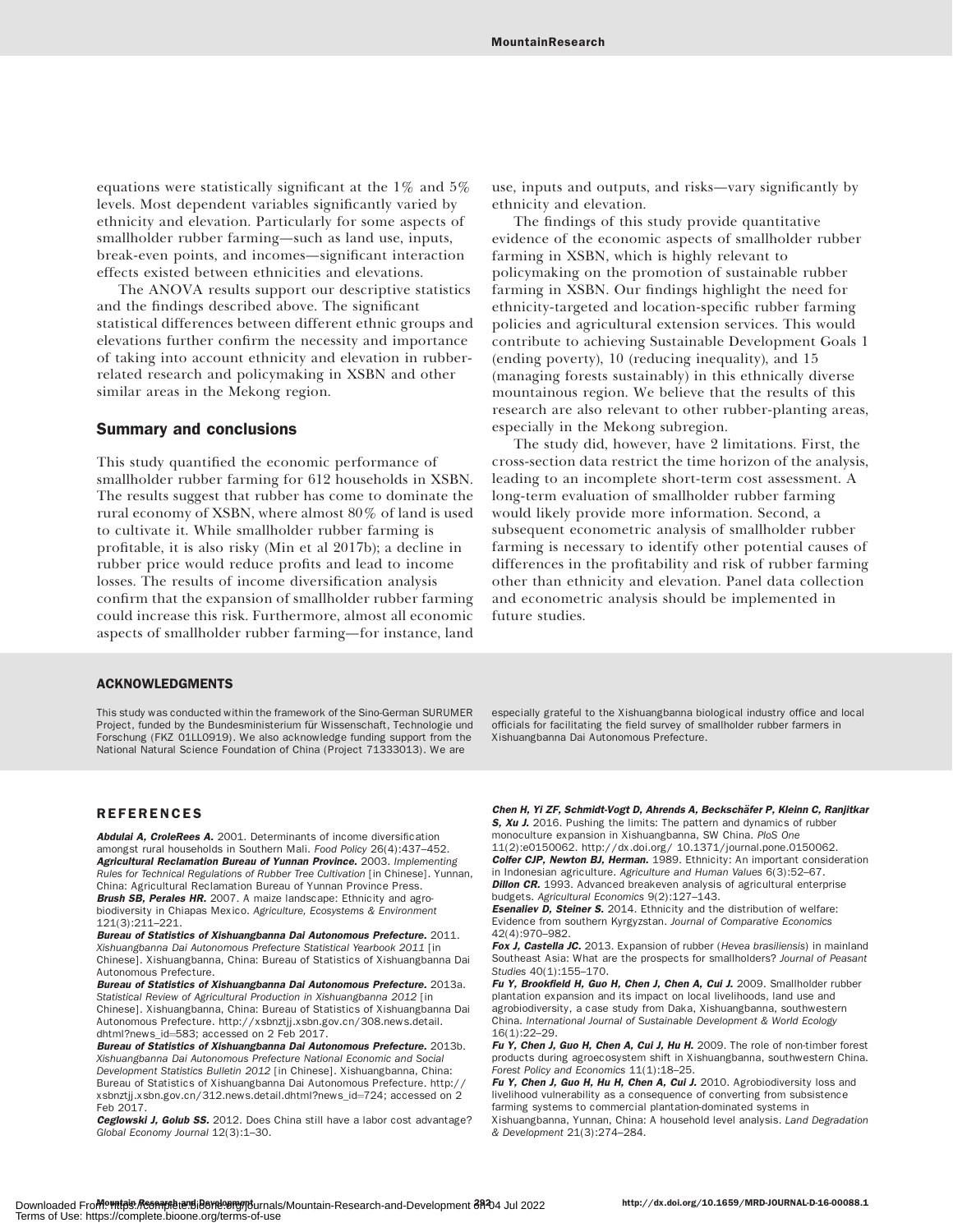equations were statistically significant at the 1% and 5% levels. Most dependent variables significantly varied by ethnicity and elevation. Particularly for some aspects of smallholder rubber farming—such as land use, inputs, break-even points, and incomes—significant interaction effects existed between ethnicities and elevations.

The ANOVA results support our descriptive statistics and the findings described above. The significant statistical differences between different ethnic groups and elevations further confirm the necessity and importance of taking into account ethnicity and elevation in rubber-related research and policymaking in XSBN and other similar areas in the Mekong region.

## Summary and conclusions

This study quantified the economic performance of smallholder rubber farming for 612 households in XSBN. The results suggest that rubber has come to dominate the rural economy of XSBN, where almost 80% of land is used to cultivate it. While smallholder rubber farming is profitable, it is also risky (Min et al 2017b); a decline in rubber price would reduce profits and lead to income losses. The results of income diversification analysis confirm that the expansion of smallholder rubber farming could increase this risk. Furthermore, almost all economic aspects of smallholder rubber farming—for instance, land use, inputs and outputs, and risks—vary significantly by ethnicity and elevation.

The findings of this study provide quantitative evidence of the economic aspects of smallholder rubber farming in XSBN, which is highly relevant to policymaking on the promotion of sustainable rubber farming in XSBN. Our findings highlight the need for ethnicity-targeted and location-specific rubber farming policies and agricultural extension services. This would contribute to achieving Sustainable Development Goals 1 (ending poverty), 10 (reducing inequality), and 15 (managing forests sustainably) in this ethnically diverse mountainous region. We believe that the results of this research are also relevant to other rubber-planting areas, especially in the Mekong subregion.

The study did, however, have 2 limitations. First, the cross-section data restrict the time horizon of the analysis, leading to an incomplete short-term cost assessment. A long-term evaluation of smallholder rubber farming would likely provide more information. Second, a subsequent econometric analysis of smallholder rubber farming is necessary to identify other potential causes of differences in the profitability and risk of rubber farming other than ethnicity and elevation. Panel data collection and econometric analysis should be implemented in future studies.

### ACKNOWLEDGMENTS

This study was conducted within the framework of the Sino-German SURUMER Project, funded by the Bundesministerium für Wissenschaft, Technologie und Forschung (FKZ 01LL0919). We also acknowledge funding support from the National Natural Science Foundation of China (Project 71333013). We are especially grateful to the Xishuangbanna biological industry office and local officials for facilitating the field survey of smallholder rubber farmers in Xishuangbanna Dai Autonomous Prefecture.

## REFERENCES

**Abdulai A, CroleRees A.** 2001. Determinants of income diversification amongst rural households in Southern Mali. *Food Policy* 26(4):437–452.

**Agricultural Reclamation Bureau of Yunnan Province.** 2003. *Implementing Rules for Technical Regulations of Rubber Tree Cultivation* [in Chinese]. Yunnan, China: Agricultural Reclamation Bureau of Yunnan Province Press.

**Brush SB, Perales HR.** 2007. A maize landscape: Ethnicity and agro-biodiversity in Chiapas Mexico. *Agriculture, Ecosystems & Environment* 121(3):211–221.

**Bureau of Statistics of Xishuangbanna Dai Autonomous Prefecture.** 2011. *Xishuangbanna Dai Autonomous Prefecture Statistical Yearbook 2011* [in Chinese]. Xishuangbanna, China: Bureau of Statistics of Xishuangbanna Dai Autonomous Prefecture.

**Bureau of Statistics of Xishuangbanna Dai Autonomous Prefecture.** 2013a. *Statistical Review of Agricultural Production in Xishuangbanna 2012* [in Chinese]. Xishuangbanna, China: Bureau of Statistics of Xishuangbanna Dai Autonomous Prefecture. http://xsbnztjj.xsbn.gov.cn/308.news.detail.dhtml?news_id=583; accessed on 2 Feb 2017.

**Bureau of Statistics of Xishuangbanna Dai Autonomous Prefecture.** 2013b. *Xishuangbanna Dai Autonomous Prefecture National Economic and Social Development Statistics Bulletin 2012* [in Chinese]. Xishuangbanna, China: Bureau of Statistics of Xishuangbanna Dai Autonomous Prefecture. http://xsbnztjj.xsbn.gov.cn/312.news.detail.dhtml?news_id=724; accessed on 2 Feb 2017.

**Ceglowski J, Golub SS.** 2012. Does China still have a labor cost advantage? *Global Economy Journal* 12(3):1–30.

**Chen H, Yi ZF, Schmidt-Vogt D, Ahrends A, Beckschäfer P, Kleinn C, Ranjitkar S, Xu J.** 2016. Pushing the limits: The pattern and dynamics of rubber monoculture expansion in Xishuangbanna, SW China. *PloS One* 11(2):e0150062. http://dx.doi.org/ 10.1371/journal.pone.0150062.

**Colfer CJP, Newton BJ, Herman.** 1989. Ethnicity: An important consideration in Indonesian agriculture. *Agriculture and Human Values* 6(3):52–67.

**Dillon CR.** 1993. Advanced breakeven analysis of agricultural enterprise budgets. *Agricultural Economics* 9(2):127–143.

**Esenaliev D, Steiner S.** 2014. Ethnicity and the distribution of welfare: Evidence from southern Kyrgyzstan. *Journal of Comparative Economics* 42(4):970–982.

**Fox J, Castella JC.** 2013. Expansion of rubber (*Hevea brasiliensis*) in mainland Southeast Asia: What are the prospects for smallholders? *Journal of Peasant Studies* 40(1):155–170.

**Fu Y, Brookfield H, Guo H, Chen J, Chen A, Cui J.** 2009. Smallholder rubber plantation expansion and its impact on local livelihoods, land use and agrobiodiversity, a case study from Daka, Xishuangbanna, southwestern China. *International Journal of Sustainable Development & World Ecology* 16(1):22–29.

**Fu Y, Chen J, Guo H, Chen A, Cui J, Hu H.** 2009. The role of non-timber forest products during agroecosystem shift in Xishuangbanna, southwestern China. *Forest Policy and Economics* 11(1):18–25.

**Fu Y, Chen J, Guo H, Hu H, Chen A, Cui J.** 2010. Agrobiodiversity loss and livelihood vulnerability as a consequence of converting from subsistence farming systems to commercial plantation-dominated systems in Xishuangbanna, Yunnan, China: A household level analysis. *Land Degradation & Development* 21(3):274–284.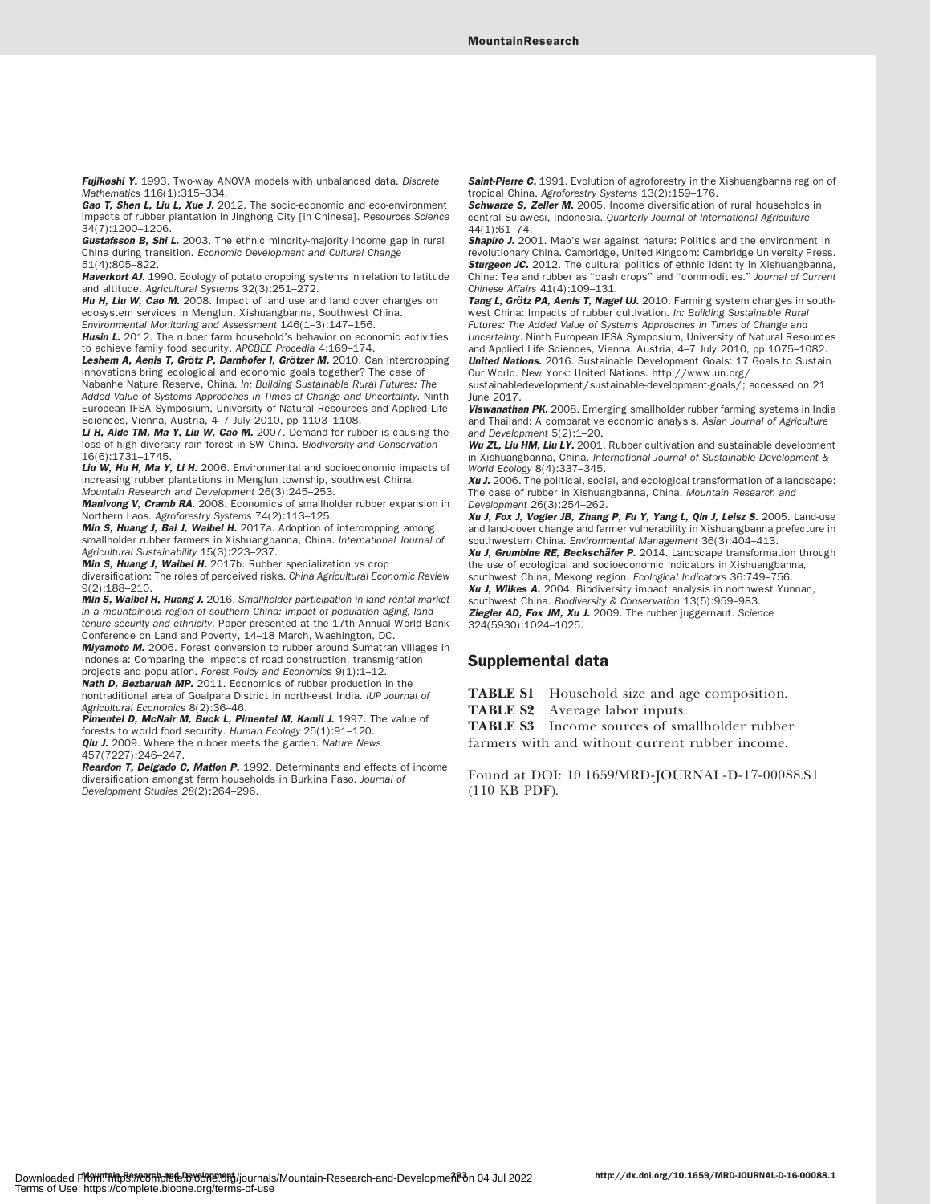***Fujikoshi Y.*** 1993. Two-way ANOVA models with unbalanced data. *Discrete Mathematics* 116(1):315–334.
***Gao T, Shen L, Liu L, Xue J.*** 2012. The socio-economic and eco-environment impacts of rubber plantation in Jinghong City [in Chinese]. *Resources Science* 34(7):1200–1206.
***Gustafsson B, Shi L.*** 2003. The ethnic minority-majority income gap in rural China during transition. *Economic Development and Cultural Change* 51(4):805–822.
***Haverkort AJ.*** 1990. Ecology of potato cropping systems in relation to latitude and altitude. *Agricultural Systems* 32(3):251–272.
***Hu H, Liu W, Cao M.*** 2008. Impact of land use and land cover changes on ecosystem services in Menglun, Xishuangbanna, Southwest China. *Environmental Monitoring and Assessment* 146(1–3):147–156.
***Husin L.*** 2012. The rubber farm household's behavior on economic activities to achieve family food security. *APCBEE Procedia* 4:169–174.
***Leshem A, Aenis T, Grötz P, Darnhofer I, Grötzer M.*** 2010. Can intercropping innovations bring ecological and economic goals together? The case of Nabanhe Nature Reserve, China. *In: Building Sustainable Rural Futures: The Added Value of Systems Approaches in Times of Change and Uncertainty*. Ninth European IFSA Symposium, University of Natural Resources and Applied Life Sciences, Vienna, Austria, 4–7 July 2010, pp 1103–1108.
***Li H, Aide TM, Ma Y, Liu W, Cao M.*** 2007. Demand for rubber is causing the loss of high diversity rain forest in SW China. *Biodiversity and Conservation* 16(6):1731–1745.
***Liu W, Hu H, Ma Y, Li H.*** 2006. Environmental and socioeconomic impacts of increasing rubber plantations in Menglun township, southwest China. *Mountain Research and Development* 26(3):245–253.
***Manivong V, Cramb RA.*** 2008. Economics of smallholder rubber expansion in Northern Laos. *Agroforestry Systems* 74(2):113–125.
***Min S, Huang J, Bai J, Waibel H.*** 2017a. Adoption of intercropping among smallholder rubber farmers in Xishuangbanna, China. *International Journal of Agricultural Sustainability* 15(3):223–237.
***Min S, Huang J, Waibel H.*** 2017b. Rubber specialization vs crop diversification: The roles of perceived risks. *China Agricultural Economic Review* 9(2):188–210.
***Min S, Waibel H, Huang J.*** 2016. *Smallholder participation in land rental market in a mountainous region of southern China: Impact of population aging, land tenure security and ethnicity*. Paper presented at the 17th Annual World Bank Conference on Land and Poverty, 14–18 March, Washington, DC.
***Miyamoto M.*** 2006. Forest conversion to rubber around Sumatran villages in Indonesia: Comparing the impacts of road construction, transmigration projects and population. *Forest Policy and Economics* 9(1):1–12.
***Nath D, Bezbaruah MP.*** 2011. Economics of rubber production in the nontraditional area of Goalpara District in north-east India. *IUP Journal of Agricultural Economics* 8(2):36–46.
***Pimentel D, McNair M, Buck L, Pimentel M, Kamil J.*** 1997. The value of forests to world food security. *Human Ecology* 25(1):91–120.
***Qiu J.*** 2009. Where the rubber meets the garden. *Nature News* 457(7227):246–247.
***Reardon T, Delgado C, Matlon P.*** 1992. Determinants and effects of income diversification amongst farm households in Burkina Faso. *Journal of Development Studies* 28(2):264–296.
***Saint-Pierre C.*** 1991. Evolution of agroforestry in the Xishuangbanna region of tropical China. *Agroforestry Systems* 13(2):159–176.
***Schwarze S, Zeller M.*** 2005. Income diversification of rural households in central Sulawesi, Indonesia. *Quarterly Journal of International Agriculture* 44(1):61–74.
***Shapiro J.*** 2001. Mao's war against nature: Politics and the environment in revolutionary China. Cambridge, United Kingdom: Cambridge University Press.
***Sturgeon JC.*** 2012. The cultural politics of ethnic identity in Xishuangbanna, China: Tea and rubber as "cash crops" and "commodities." *Journal of Current Chinese Affairs* 41(4):109–131.
***Tang L, Grötz PA, Aenis T, Nagel UJ.*** 2010. Farming system changes in southwest China: Impacts of rubber cultivation. *In: Building Sustainable Rural Futures: The Added Value of Systems Approaches in Times of Change and Uncertainty*. Ninth European IFSA Symposium, University of Natural Resources and Applied Life Sciences, Vienna, Austria, 4–7 July 2010, pp 1075–1082.
***United Nations.*** 2016. Sustainable Development Goals: 17 Goals to Sustain Our World. New York: United Nations. http://www.un.org/sustainabledevelopment/sustainable-development-goals/; accessed on 21 June 2017.
***Viswanathan PK.*** 2008. Emerging smallholder rubber farming systems in India and Thailand: A comparative economic analysis. *Asian Journal of Agriculture and Development* 5(2):1–20.
***Wu ZL, Liu HM, Liu LY.*** 2001. Rubber cultivation and sustainable development in Xishuangbanna, China. *International Journal of Sustainable Development & World Ecology* 8(4):337–345.
***Xu J.*** 2006. The political, social, and ecological transformation of a landscape: The case of rubber in Xishuangbanna, China. *Mountain Research and Development* 26(3):254–262.
***Xu J, Fox J, Vogler JB, Zhang P, Fu Y, Yang L, Qin J, Leisz S.*** 2005. Land-use and land-cover change and farmer vulnerability in Xishuangbanna prefecture in southwestern China. *Environmental Management* 36(3):404–413.
***Xu J, Grumbine RE, Beckschäfer P.*** 2014. Landscape transformation through the use of ecological and socioeconomic indicators in Xishuangbanna, southwest China, Mekong region. *Ecological Indicators* 36:749–756.
***Xu J, Wilkes A.*** 2004. Biodiversity impact analysis in northwest Yunnan, southwest China. *Biodiversity & Conservation* 13(5):959–983.
***Ziegler AD, Fox JM, Xu J.*** 2009. The rubber juggernaut. *Science* 324(5930):1024–1025.

## Supplemental data

**TABLE S1** Household size and age composition.
**TABLE S2** Average labor inputs.
**TABLE S3** Income sources of smallholder rubber farmers with and without current rubber income.

Found at DOI: 10.1659/MRD-JOURNAL-D-17-00088.S1 (110 KB PDF).